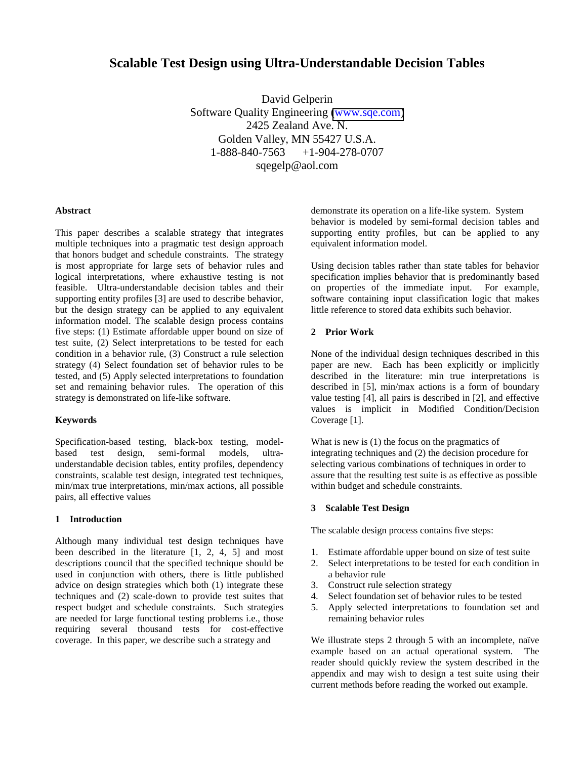# Scalable Test Design using Ultra-Understandable Decision Tables

David Gelperin
Software Quality Engineering (www.sqe.com)
2425 Zealand Ave. N.
Golden Valley, MN 55427 U.S.A.
1-888-840-7563 +1-904-278-0707
sqegelp@aol.com

### Abstract

This paper describes a scalable strategy that integrates multiple techniques into a pragmatic test design approach that honors budget and schedule constraints. The strategy is most appropriate for large sets of behavior rules and logical interpretations, where exhaustive testing is not feasible. Ultra-understandable decision tables and their supporting entity profiles [3] are used to describe behavior, but the design strategy can be applied to any equivalent information model. The scalable design process contains five steps: (1) Estimate affordable upper bound on size of test suite, (2) Select interpretations to be tested for each condition in a behavior rule, (3) Construct a rule selection strategy (4) Select foundation set of behavior rules to be tested, and (5) Apply selected interpretations to foundation set and remaining behavior rules. The operation of this strategy is demonstrated on life-like software.

### Keywords

Specification-based testing, black-box testing, model-based test design, semi-formal models, ultra-understandable decision tables, entity profiles, dependency constraints, scalable test design, integrated test techniques, min/max true interpretations, min/max actions, all possible pairs, all effective values

## 1 Introduction

Although many individual test design techniques have been described in the literature [1, 2, 4, 5] and most descriptions council that the specified technique should be used in conjunction with others, there is little published advice on design strategies which both (1) integrate these techniques and (2) scale-down to provide test suites that respect budget and schedule constraints. Such strategies are needed for large functional testing problems i.e., those requiring several thousand tests for cost-effective coverage. In this paper, we describe such a strategy and demonstrate its operation on a life-like system. System behavior is modeled by semi-formal decision tables and supporting entity profiles, but can be applied to any equivalent information model.

Using decision tables rather than state tables for behavior specification implies behavior that is predominantly based on properties of the immediate input. For example, software containing input classification logic that makes little reference to stored data exhibits such behavior.

## 2 Prior Work

None of the individual design techniques described in this paper are new. Each has been explicitly or implicitly described in the literature: min true interpretations is described in [5], min/max actions is a form of boundary value testing [4], all pairs is described in [2], and effective values is implicit in Modified Condition/Decision Coverage [1].

What is new is (1) the focus on the pragmatics of integrating techniques and (2) the decision procedure for selecting various combinations of techniques in order to assure that the resulting test suite is as effective as possible within budget and schedule constraints.

## 3 Scalable Test Design

The scalable design process contains five steps:

1. Estimate affordable upper bound on size of test suite
2. Select interpretations to be tested for each condition in a behavior rule
3. Construct rule selection strategy
4. Select foundation set of behavior rules to be tested
5. Apply selected interpretations to foundation set and remaining behavior rules

We illustrate steps 2 through 5 with an incomplete, naïve example based on an actual operational system. The reader should quickly review the system described in the appendix and may wish to design a test suite using their current methods before reading the worked out example.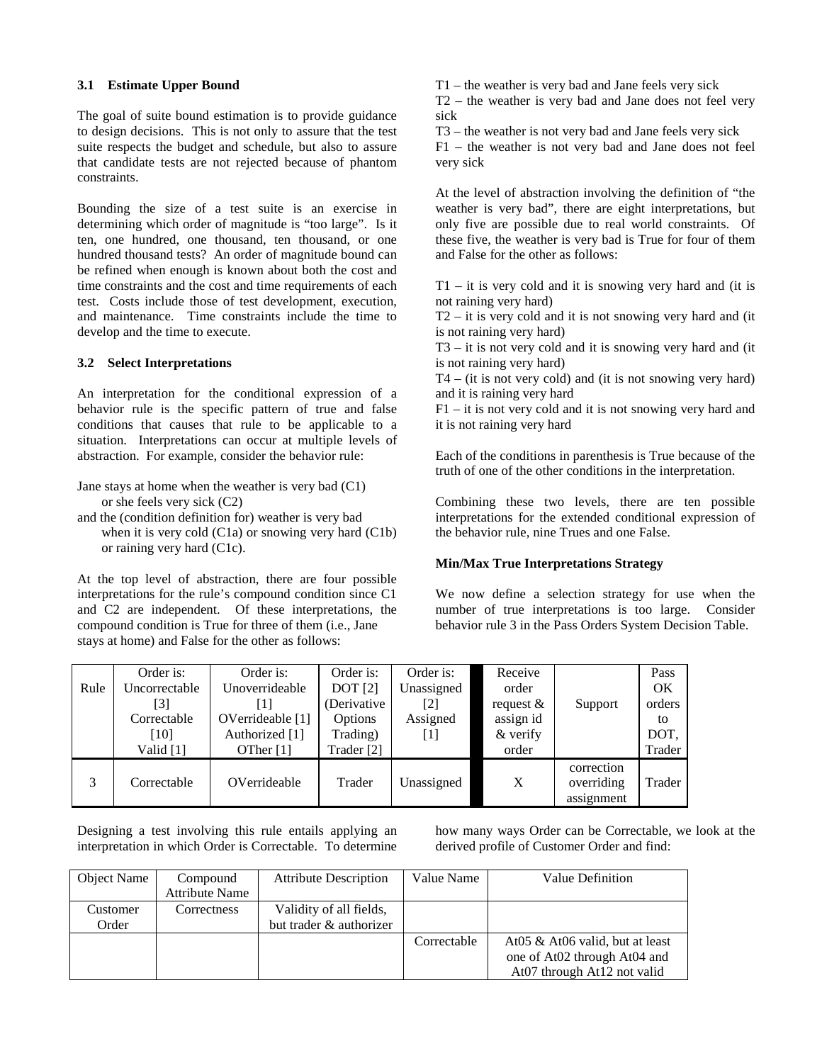### 3.1 Estimate Upper Bound

The goal of suite bound estimation is to provide guidance to design decisions. This is not only to assure that the test suite respects the budget and schedule, but also to assure that candidate tests are not rejected because of phantom constraints.

Bounding the size of a test suite is an exercise in determining which order of magnitude is "too large". Is it ten, one hundred, one thousand, ten thousand, or one hundred thousand tests? An order of magnitude bound can be refined when enough is known about both the cost and time constraints and the cost and time requirements of each test. Costs include those of test development, execution, and maintenance. Time constraints include the time to develop and the time to execute.

### 3.2 Select Interpretations

An interpretation for the conditional expression of a behavior rule is the specific pattern of true and false conditions that causes that rule to be applicable to a situation. Interpretations can occur at multiple levels of abstraction. For example, consider the behavior rule:

Jane stays at home when the weather is very bad (C1)
  or she feels very sick (C2)
and the (condition definition for) weather is very bad
  when it is very cold (C1a) or snowing very hard (C1b)
  or raining very hard (C1c).

At the top level of abstraction, there are four possible interpretations for the rule's compound condition since C1 and C2 are independent. Of these interpretations, the compound condition is True for three of them (i.e., Jane stays at home) and False for the other as follows:

T1 – the weather is very bad and Jane feels very sick
T2 – the weather is very bad and Jane does not feel very sick
T3 – the weather is not very bad and Jane feels very sick
F1 – the weather is not very bad and Jane does not feel very sick

At the level of abstraction involving the definition of "the weather is very bad", there are eight interpretations, but only five are possible due to real world constraints. Of these five, the weather is very bad is True for four of them and False for the other as follows:

T1 – it is very cold and it is snowing very hard and (it is not raining very hard)
T2 – it is very cold and it is not snowing very hard and (it is not raining very hard)
T3 – it is not very cold and it is snowing very hard and (it is not raining very hard)
T4 – (it is not very cold) and (it is not snowing very hard) and it is raining very hard
F1 – it is not very cold and it is not snowing very hard and it is not raining very hard

Each of the conditions in parenthesis is True because of the truth of one of the other conditions in the interpretation.

Combining these two levels, there are ten possible interpretations for the extended conditional expression of the behavior rule, nine Trues and one False.

**Min/Max True Interpretations Strategy**

We now define a selection strategy for use when the number of true interpretations is too large. Consider behavior rule 3 in the Pass Orders System Decision Table.

| Rule | Order is: Uncorrectable [3] Correctable [10] Valid [1] | Order is: Unoverrideable [1] OVerrideable [1] Authorized [1] OTher [1] | Order is: DOT [2] (Derivative Options Trading) Trader [2] | Order is: Unassigned [2] Assigned [1] | Receive order request & assign id & verify order | Support | Pass OK orders to DOT, Trader |
|---|---|---|---|---|---|---|---|
| 3 | Correctable | OVerrideable | Trader | Unassigned | X | correction overriding assignment | Trader |

Designing a test involving this rule entails applying an interpretation in which Order is Correctable. To determine how many ways Order can be Correctable, we look at the derived profile of Customer Order and find:

| Object Name | Compound Attribute Name | Attribute Description | Value Name | Value Definition |
|---|---|---|---|---|
| Customer Order | Correctness | Validity of all fields, but trader & authorizer | | |
| | | | Correctable | At05 & At06 valid, but at least one of At02 through At04 and At07 through At12 not valid |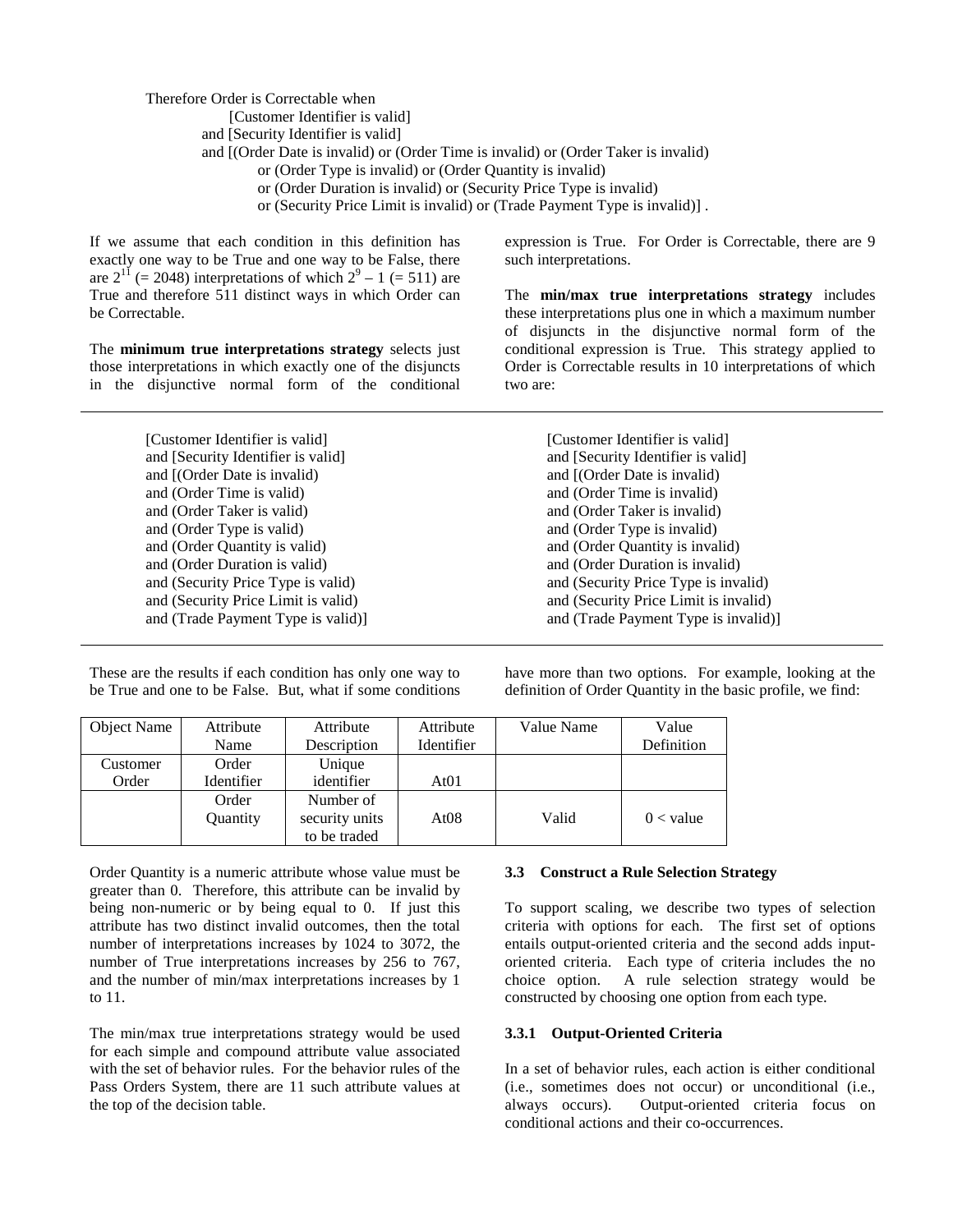Therefore Order is Correctable when
[Customer Identifier is valid]
and [Security Identifier is valid]
and [(Order Date is invalid) or (Order Time is invalid) or (Order Taker is invalid)
or (Order Type is invalid) or (Order Quantity is invalid)
or (Order Duration is invalid) or (Security Price Type is invalid)
or (Security Price Limit is invalid) or (Trade Payment Type is invalid)] .

If we assume that each condition in this definition has exactly one way to be True and one way to be False, there are $2^{11}$ (= 2048) interpretations of which $2^9 - 1$ (= 511) are True and therefore 511 distinct ways in which Order can be Correctable.

The **minimum true interpretations strategy** selects just those interpretations in which exactly one of the disjuncts in the disjunctive normal form of the conditional expression is True. For Order is Correctable, there are 9 such interpretations.

The **min/max true interpretations strategy** includes these interpretations plus one in which a maximum number of disjuncts in the disjunctive normal form of the conditional expression is True. This strategy applied to Order is Correctable results in 10 interpretations of which two are:

[Customer Identifier is valid]
and [Security Identifier is valid]
and [(Order Date is invalid)
and (Order Time is valid)
and (Order Taker is valid)
and (Order Type is valid)
and (Order Quantity is valid)
and (Order Duration is valid)
and (Security Price Type is valid)
and (Security Price Limit is valid)
and (Trade Payment Type is valid)]

[Customer Identifier is valid]
and [Security Identifier is valid]
and [(Order Date is invalid)
and (Order Time is invalid)
and (Order Taker is invalid)
and (Order Type is invalid)
and (Order Quantity is invalid)
and (Order Duration is invalid)
and (Security Price Type is invalid)
and (Security Price Limit is invalid)
and (Trade Payment Type is invalid)]

These are the results if each condition has only one way to be True and one to be False. But, what if some conditions have more than two options. For example, looking at the definition of Order Quantity in the basic profile, we find:

| Object Name | Attribute Name | Attribute Description | Attribute Identifier | Value Name | Value Definition |
|---|---|---|---|---|---|
| Customer Order | Order Identifier | Unique identifier | At01 | | |
| | Order Quantity | Number of security units to be traded | At08 | Valid | 0 < value |

Order Quantity is a numeric attribute whose value must be greater than 0. Therefore, this attribute can be invalid by being non-numeric or by being equal to 0. If just this attribute has two distinct invalid outcomes, then the total number of interpretations increases by 1024 to 3072, the number of True interpretations increases by 256 to 767, and the number of min/max interpretations increases by 1 to 11.

The min/max true interpretations strategy would be used for each simple and compound attribute value associated with the set of behavior rules. For the behavior rules of the Pass Orders System, there are 11 such attribute values at the top of the decision table.

### 3.3 Construct a Rule Selection Strategy

To support scaling, we describe two types of selection criteria with options for each. The first set of options entails output-oriented criteria and the second adds input-oriented criteria. Each type of criteria includes the no choice option. A rule selection strategy would be constructed by choosing one option from each type.

#### 3.3.1 Output-Oriented Criteria

In a set of behavior rules, each action is either conditional (i.e., sometimes does not occur) or unconditional (i.e., always occurs). Output-oriented criteria focus on conditional actions and their co-occurrences.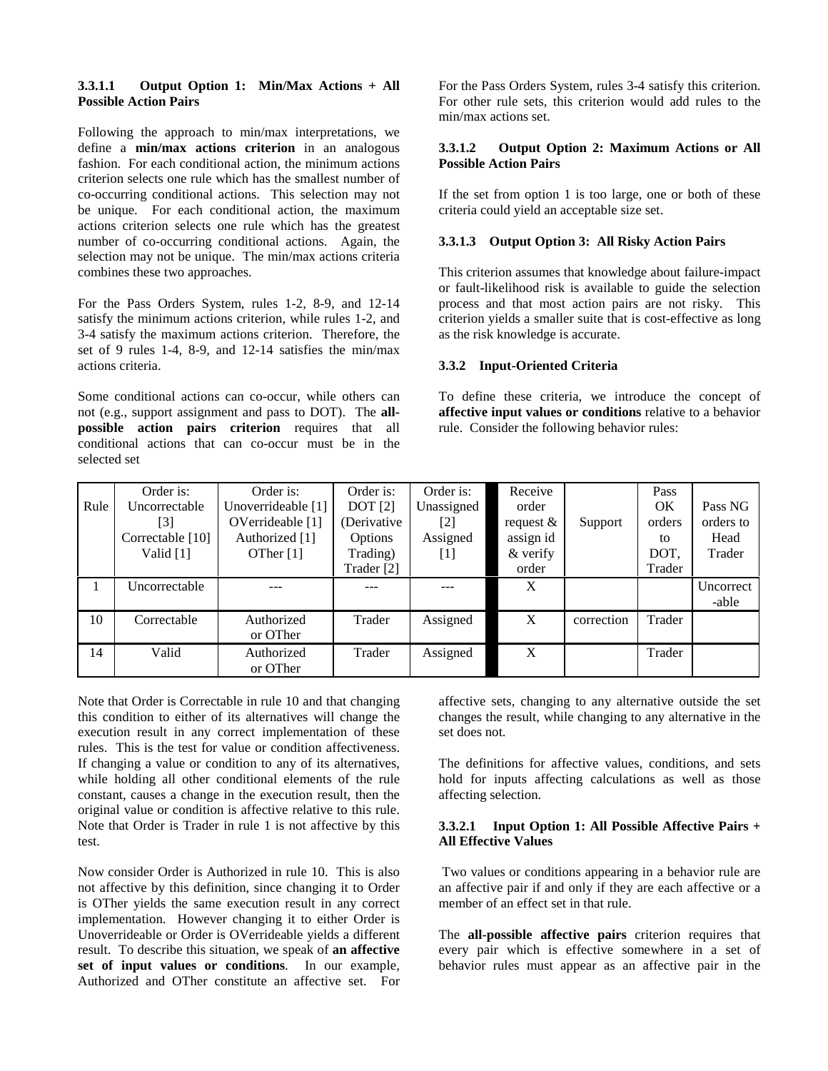#### 3.3.1.1 Output Option 1: Min/Max Actions + All Possible Action Pairs

Following the approach to min/max interpretations, we define a **min/max actions criterion** in an analogous fashion. For each conditional action, the minimum actions criterion selects one rule which has the smallest number of co-occurring conditional actions. This selection may not be unique. For each conditional action, the maximum actions criterion selects one rule which has the greatest number of co-occurring conditional actions. Again, the selection may not be unique. The min/max actions criteria combines these two approaches.

For the Pass Orders System, rules 1-2, 8-9, and 12-14 satisfy the minimum actions criterion, while rules 1-2, and 3-4 satisfy the maximum actions criterion. Therefore, the set of 9 rules 1-4, 8-9, and 12-14 satisfies the min/max actions criteria.

Some conditional actions can co-occur, while others can not (e.g., support assignment and pass to DOT). The **all-possible action pairs criterion** requires that all conditional actions that can co-occur must be in the selected set

For the Pass Orders System, rules 3-4 satisfy this criterion. For other rule sets, this criterion would add rules to the min/max actions set.

#### 3.3.1.2 Output Option 2: Maximum Actions or All Possible Action Pairs

If the set from option 1 is too large, one or both of these criteria could yield an acceptable size set.

#### 3.3.1.3 Output Option 3: All Risky Action Pairs

This criterion assumes that knowledge about failure-impact or fault-likelihood risk is available to guide the selection process and that most action pairs are not risky. This criterion yields a smaller suite that is cost-effective as long as the risk knowledge is accurate.

### 3.3.2 Input-Oriented Criteria

To define these criteria, we introduce the concept of **affective input values or conditions** relative to a behavior rule. Consider the following behavior rules:

| Rule | Order is: Uncorrectable [3] Correctable [10] Valid [1] | Order is: Unoverrideable [1] OVerrideable [1] Authorized [1] OTher [1] | Order is: DOT [2] (Derivative Options Trading) Trader [2] | Order is: Unassigned [2] Assigned [1] | | Receive order request & assign id & verify order | Support | Pass OK orders to DOT, Trader | Pass NG orders to Head Trader |
|---|---|---|---|---|---|---|---|---|---|
| 1 | Uncorrectable | --- | --- | --- | | X | | | Uncorrect-able |
| 10 | Correctable | Authorized or OTher | Trader | Assigned | | X | correction | Trader | |
| 14 | Valid | Authorized or OTher | Trader | Assigned | | X | | Trader | |

Note that Order is Correctable in rule 10 and that changing this condition to either of its alternatives will change the execution result in any correct implementation of these rules. This is the test for value or condition affectiveness. If changing a value or condition to any of its alternatives, while holding all other conditional elements of the rule constant, causes a change in the execution result, then the original value or condition is affective relative to this rule. Note that Order is Trader in rule 1 is not affective by this test.

Now consider Order is Authorized in rule 10. This is also not affective by this definition, since changing it to Order is OTher yields the same execution result in any correct implementation. However changing it to either Order is Unoverrideable or Order is OVerrideable yields a different result. To describe this situation, we speak of **an affective set of input values or conditions**. In our example, Authorized and OTher constitute an affective set. For affective sets, changing to any alternative outside the set changes the result, while changing to any alternative in the set does not.

The definitions for affective values, conditions, and sets hold for inputs affecting calculations as well as those affecting selection.

#### 3.3.2.1 Input Option 1: All Possible Affective Pairs + All Effective Values

Two values or conditions appearing in a behavior rule are an affective pair if and only if they are each affective or a member of an effect set in that rule.

The **all-possible affective pairs** criterion requires that every pair which is effective somewhere in a set of behavior rules must appear as an affective pair in the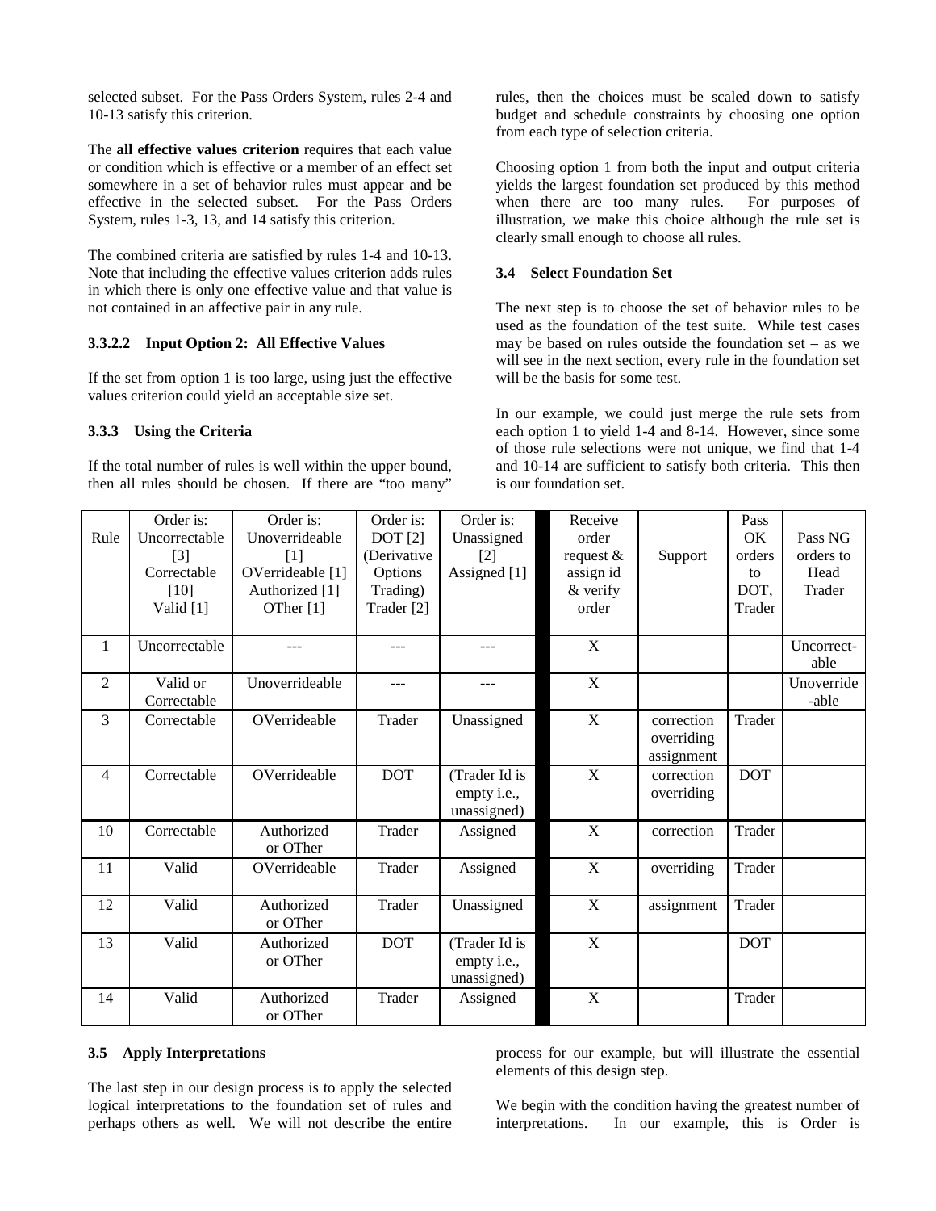selected subset. For the Pass Orders System, rules 2-4 and 10-13 satisfy this criterion.

The **all effective values criterion** requires that each value or condition which is effective or a member of an effect set somewhere in a set of behavior rules must appear and be effective in the selected subset. For the Pass Orders System, rules 1-3, 13, and 14 satisfy this criterion.

The combined criteria are satisfied by rules 1-4 and 10-13. Note that including the effective values criterion adds rules in which there is only one effective value and that value is not contained in an affective pair in any rule.

#### 3.3.2.2 Input Option 2: All Effective Values

If the set from option 1 is too large, using just the effective values criterion could yield an acceptable size set.

### 3.3.3 Using the Criteria

If the total number of rules is well within the upper bound, then all rules should be chosen. If there are "too many" rules, then the choices must be scaled down to satisfy budget and schedule constraints by choosing one option from each type of selection criteria.

Choosing option 1 from both the input and output criteria yields the largest foundation set produced by this method when there are too many rules. For purposes of illustration, we make this choice although the rule set is clearly small enough to choose all rules.

## 3.4 Select Foundation Set

The next step is to choose the set of behavior rules to be used as the foundation of the test suite. While test cases may be based on rules outside the foundation set – as we will see in the next section, every rule in the foundation set will be the basis for some test.

In our example, we could just merge the rule sets from each option 1 to yield 1-4 and 8-14. However, since some of those rule selections were not unique, we find that 1-4 and 10-14 are sufficient to satisfy both criteria. This then is our foundation set.

| Rule | Order is: Uncorrectable [3] Correctable [10] Valid [1] | Order is: Unoverrideable [1] OVerrideable [1] Authorized [1] OTher [1] | Order is: DOT [2] (Derivative Options Trading) Trader [2] | Order is: Unassigned [2] Assigned [1] | Receive order request & assign id & verify order | Support | Pass OK orders to DOT, Trader | Pass NG orders to Head Trader |
|---|---|---|---|---|---|---|---|---|
| 1 | Uncorrectable | --- | --- | --- | X | | | Uncorrect-able |
| 2 | Valid or Correctable | Unoverrideable | --- | --- | X | | | Unoverride-able |
| 3 | Correctable | OVerrideable | Trader | Unassigned | X | correction overriding assignment | Trader | |
| 4 | Correctable | OVerrideable | DOT | (Trader Id is empty i.e., unassigned) | X | correction overriding | DOT | |
| 10 | Correctable | Authorized or OTher | Trader | Assigned | X | correction | Trader | |
| 11 | Valid | OVerrideable | Trader | Assigned | X | overriding | Trader | |
| 12 | Valid | Authorized or OTher | Trader | Unassigned | X | assignment | Trader | |
| 13 | Valid | Authorized or OTher | DOT | (Trader Id is empty i.e., unassigned) | X | | DOT | |
| 14 | Valid | Authorized or OTher | Trader | Assigned | X | | Trader | |

## 3.5 Apply Interpretations

The last step in our design process is to apply the selected logical interpretations to the foundation set of rules and perhaps others as well. We will not describe the entire process for our example, but will illustrate the essential elements of this design step.

We begin with the condition having the greatest number of interpretations. In our example, this is Order is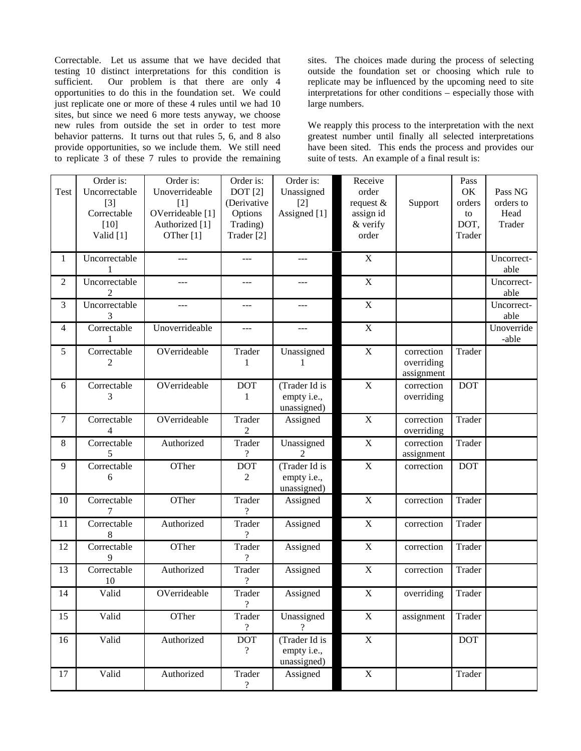Correctable. Let us assume that we have decided that testing 10 distinct interpretations for this condition is sufficient. Our problem is that there are only 4 opportunities to do this in the foundation set. We could just replicate one or more of these 4 rules until we had 10 sites, but since we need 6 more tests anyway, we choose new rules from outside the set in order to test more behavior patterns. It turns out that rules 5, 6, and 8 also provide opportunities, so we include them. We still need to replicate 3 of these 7 rules to provide the remaining sites. The choices made during the process of selecting outside the foundation set or choosing which rule to replicate may be influenced by the upcoming need to site interpretations for other conditions – especially those with large numbers.

We reapply this process to the interpretation with the next greatest number until finally all selected interpretations have been sited. This ends the process and provides our suite of tests. An example of a final result is:

| Test | Order is: Uncorrectable [3] Correctable [10] Valid [1] | Order is: Unoverrideable [1] OVerrideable [1] Authorized [1] OTher [1] | Order is: DOT [2] (Derivative Options Trading) Trader [2] | Order is: Unassigned [2] Assigned [1] | Receive order request & assign id & verify order | Support | Pass OK orders to DOT, Trader | Pass NG orders to Head Trader |
|---|---|---|---|---|---|---|---|---|
| 1 | Uncorrectable 1 | --- | --- | --- | X | | | Uncorrect-able |
| 2 | Uncorrectable 2 | --- | --- | --- | X | | | Uncorrect-able |
| 3 | Uncorrectable 3 | --- | --- | --- | X | | | Uncorrect-able |
| 4 | Correctable 1 | Unoverrideable | --- | --- | X | | | Unoverride-able |
| 5 | Correctable 2 | OVerrideable | Trader 1 | Unassigned 1 | X | correction overriding assignment | Trader | |
| 6 | Correctable 3 | OVerrideable | DOT 1 | (Trader Id is empty i.e., unassigned) | X | correction overriding | DOT | |
| 7 | Correctable 4 | OVerrideable | Trader 2 | Assigned | X | correction overriding | Trader | |
| 8 | Correctable 5 | Authorized | Trader ? | Unassigned 2 | X | correction assignment | Trader | |
| 9 | Correctable 6 | OTher | DOT 2 | (Trader Id is empty i.e., unassigned) | X | correction | DOT | |
| 10 | Correctable 7 | OTher | Trader ? | Assigned | X | correction | Trader | |
| 11 | Correctable 8 | Authorized | Trader ? | Assigned | X | correction | Trader | |
| 12 | Correctable 9 | OTher | Trader ? | Assigned | X | correction | Trader | |
| 13 | Correctable 10 | Authorized | Trader ? | Assigned | X | correction | Trader | |
| 14 | Valid | OVerrideable | Trader ? | Assigned | X | overriding | Trader | |
| 15 | Valid | OTher | Trader ? | Unassigned ? | X | assignment | Trader | |
| 16 | Valid | Authorized | DOT ? | (Trader Id is empty i.e., unassigned) | X | | DOT | |
| 17 | Valid | Authorized | Trader ? | Assigned | X | | Trader | |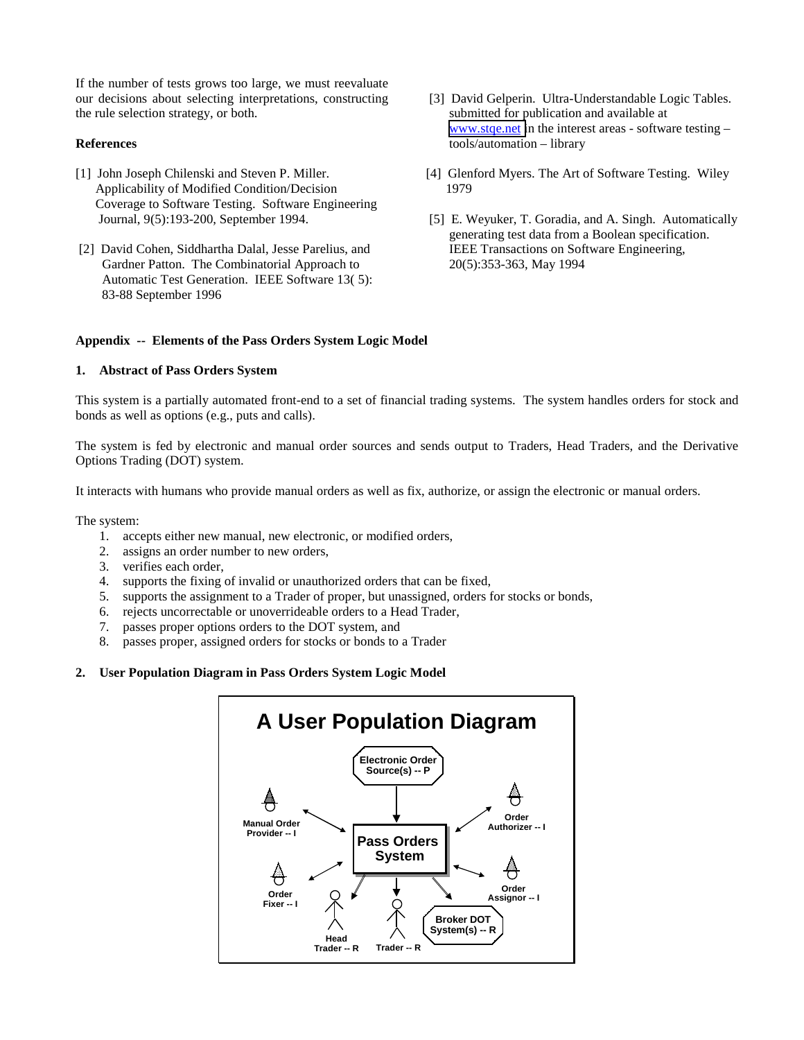If the number of tests grows too large, we must reevaluate our decisions about selecting interpretations, constructing the rule selection strategy, or both.

**References**

[1] John Joseph Chilenski and Steven P. Miller. Applicability of Modified Condition/Decision Coverage to Software Testing. Software Engineering Journal, 9(5):193-200, September 1994.

[2] David Cohen, Siddhartha Dalal, Jesse Parelius, and Gardner Patton. The Combinatorial Approach to Automatic Test Generation. IEEE Software 13( 5): 83-88 September 1996

[3] David Gelperin. Ultra-Understandable Logic Tables. submitted for publication and available at www.stqe.net in the interest areas - software testing – tools/automation – library

[4] Glenford Myers. The Art of Software Testing. Wiley 1979

[5] E. Weyuker, T. Goradia, and A. Singh. Automatically generating test data from a Boolean specification. IEEE Transactions on Software Engineering, 20(5):353-363, May 1994

**Appendix -- Elements of the Pass Orders System Logic Model**

**1. Abstract of Pass Orders System**

This system is a partially automated front-end to a set of financial trading systems. The system handles orders for stock and bonds as well as options (e.g., puts and calls).

The system is fed by electronic and manual order sources and sends output to Traders, Head Traders, and the Derivative Options Trading (DOT) system.

It interacts with humans who provide manual orders as well as fix, authorize, or assign the electronic or manual orders.

The system:

1. accepts either new manual, new electronic, or modified orders,
2. assigns an order number to new orders,
3. verifies each order,
4. supports the fixing of invalid or unauthorized orders that can be fixed,
5. supports the assignment to a Trader of proper, but unassigned, orders for stocks or bonds,
6. rejects uncorrectable or unoverrideable orders to a Head Trader,
7. passes proper options orders to the DOT system, and
8. passes proper, assigned orders for stocks or bonds to a Trader

**2. User Population Diagram in Pass Orders System Logic Model**

A User Population Diagram

Electronic Order Source(s) -- P

Manual Order Provider -- I

Order Authorizer -- I

Pass Orders System

Order Fixer -- I

Order Assignor -- I

Head Trader -- R

Trader -- R

Broker DOT System(s) -- R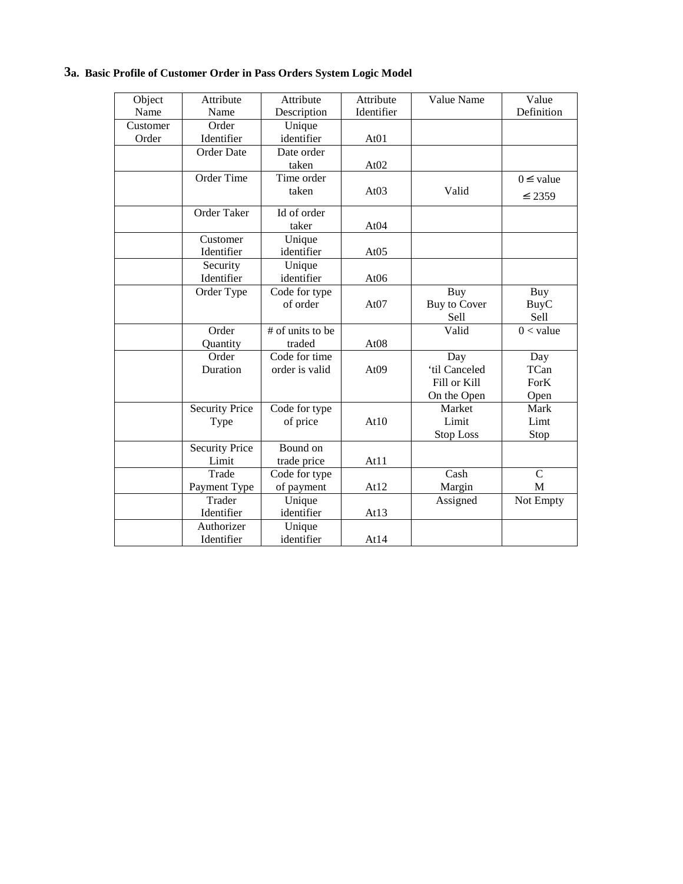**3a. Basic Profile of Customer Order in Pass Orders System Logic Model**

| Object Name | Attribute Name | Attribute Description | Attribute Identifier | Value Name | Value Definition |
| --- | --- | --- | --- | --- | --- |
| Customer Order | Order Identifier | Unique identifier | At01 | | |
| | Order Date | Date order taken | At02 | | |
| | Order Time | Time order taken | At03 | Valid | $0 \leq$ value $\leq 2359$ |
| | Order Taker | Id of order taker | At04 | | |
| | Customer Identifier | Unique identifier | At05 | | |
| | Security Identifier | Unique identifier | At06 | | |
| | Order Type | Code for type of order | At07 | Buy<br>Buy to Cover<br>Sell | Buy<br>BuyC<br>Sell |
| | Order Quantity | # of units to be traded | At08 | Valid | $0 <$ value |
| | Order Duration | Code for time order is valid | At09 | Day<br>'til Canceled<br>Fill or Kill<br>On the Open | Day<br>TCan<br>ForK<br>Open |
| | Security Price Type | Code for type of price | At10 | Market<br>Limit<br>Stop Loss | Mark<br>Limt<br>Stop |
| | Security Price Limit | Bound on trade price | At11 | | |
| | Trade Payment Type | Code for type of payment | At12 | Cash<br>Margin | C<br>M |
| | Trader Identifier | Unique identifier | At13 | Assigned | Not Empty |
| | Authorizer Identifier | Unique identifier | At14 | | |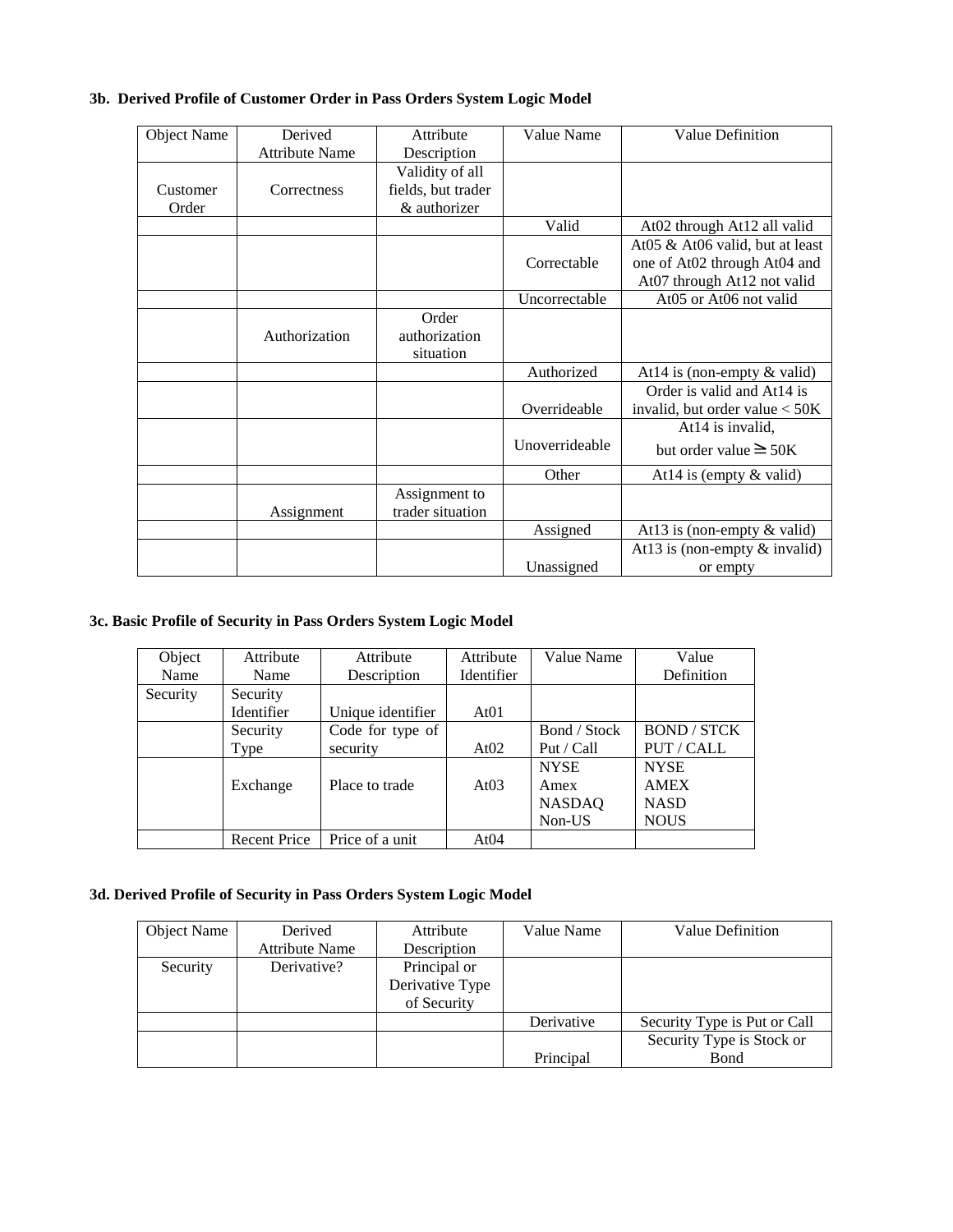### 3b. Derived Profile of Customer Order in Pass Orders System Logic Model

| Object Name | Derived Attribute Name | Attribute Description | Value Name | Value Definition |
|---|---|---|---|---|
| Customer Order | Correctness | Validity of all fields, but trader & authorizer | | |
| | | | Valid | At02 through At12 all valid |
| | | | Correctable | At05 & At06 valid, but at least one of At02 through At04 and At07 through At12 not valid |
| | | | Uncorrectable | At05 or At06 not valid |
| | Authorization | Order authorization situation | | |
| | | | Authorized | At14 is (non-empty & valid) |
| | | | Overrideable | Order is valid and At14 is invalid, but order value < 50K |
| | | | Unoverrideable | At14 is invalid, but order value ≧ 50K |
| | | | Other | At14 is (empty & valid) |
| | Assignment | Assignment to trader situation | | |
| | | | Assigned | At13 is (non-empty & valid) |
| | | | Unassigned | At13 is (non-empty & invalid) or empty |

### 3c. Basic Profile of Security in Pass Orders System Logic Model

| Object Name | Attribute Name | Attribute Description | Attribute Identifier | Value Name | Value Definition |
|---|---|---|---|---|---|
| Security | Security Identifier | Unique identifier | At01 | | |
| | Security Type | Code for type of security | At02 | Bond / Stock<br>Put / Call | BOND / STCK<br>PUT / CALL |
| | Exchange | Place to trade | At03 | NYSE<br>Amex<br>NASDAQ<br>Non-US | NYSE<br>AMEX<br>NASD<br>NOUS |
| | Recent Price | Price of a unit | At04 | | |

### 3d. Derived Profile of Security in Pass Orders System Logic Model

| Object Name | Derived Attribute Name | Attribute Description | Value Name | Value Definition |
|---|---|---|---|---|
| Security | Derivative? | Principal or Derivative Type of Security | | |
| | | | Derivative | Security Type is Put or Call |
| | | | Principal | Security Type is Stock or Bond |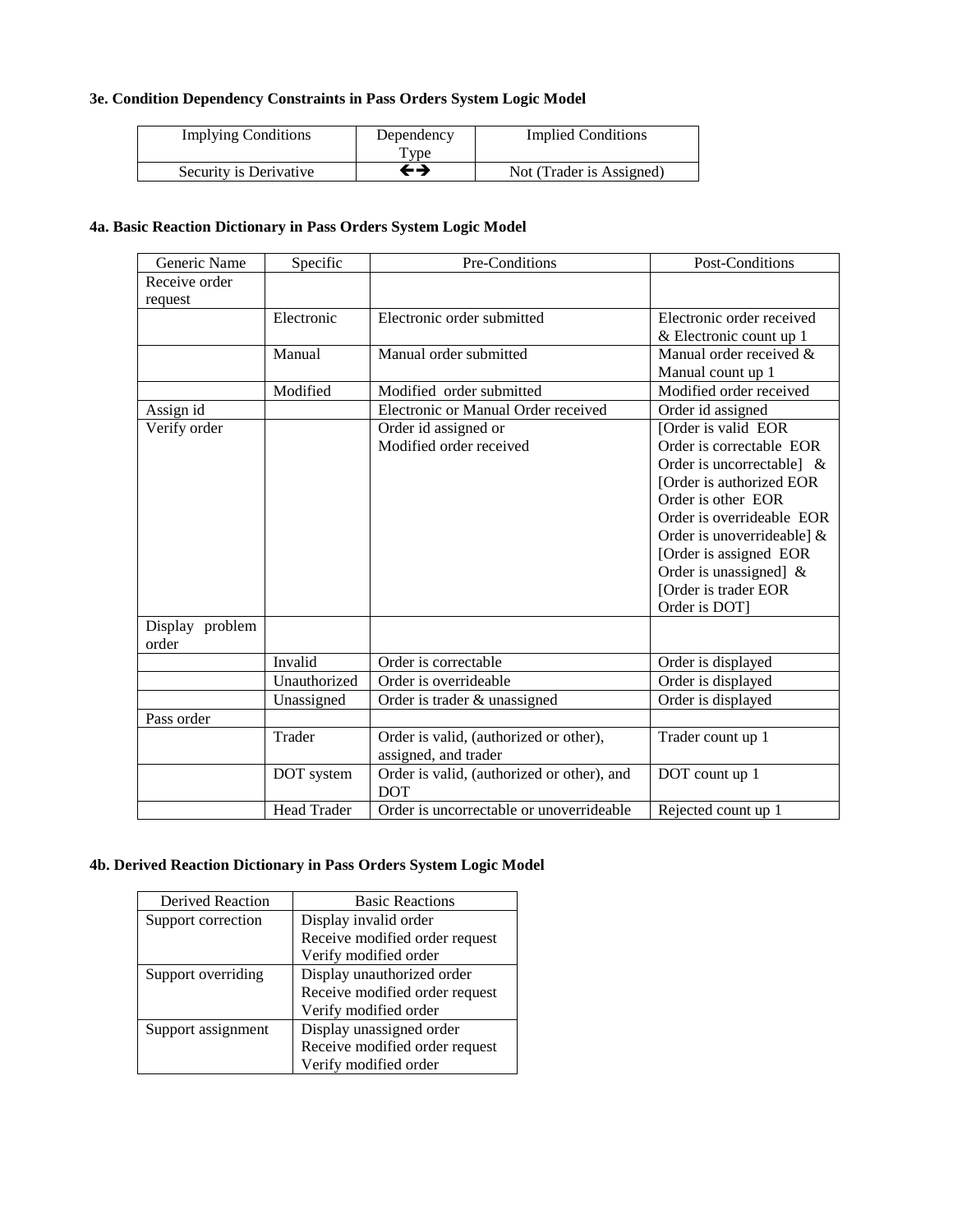**3e. Condition Dependency Constraints in Pass Orders System Logic Model**

| Implying Conditions | Dependency Type | Implied Conditions |
|---|---|---|
| Security is Derivative | ←→ | Not (Trader is Assigned) |

**4a. Basic Reaction Dictionary in Pass Orders System Logic Model**

| Generic Name | Specific | Pre-Conditions | Post-Conditions |
|---|---|---|---|
| Receive order request | | | |
| | Electronic | Electronic order submitted | Electronic order received & Electronic count up 1 |
| | Manual | Manual order submitted | Manual order received & Manual count up 1 |
| | Modified | Modified order submitted | Modified order received |
| Assign id | | Electronic or Manual Order received | Order id assigned |
| Verify order | | Order id assigned or Modified order received | [Order is valid EOR Order is correctable EOR Order is uncorrectable] & [Order is authorized EOR Order is other EOR Order is overrideable EOR Order is unoverrideable] & [Order is assigned EOR Order is unassigned] & [Order is trader EOR Order is DOT] |
| Display problem order | | | |
| | Invalid | Order is correctable | Order is displayed |
| | Unauthorized | Order is overrideable | Order is displayed |
| | Unassigned | Order is trader & unassigned | Order is displayed |
| Pass order | | | |
| | Trader | Order is valid, (authorized or other), assigned, and trader | Trader count up 1 |
| | DOT system | Order is valid, (authorized or other), and DOT | DOT count up 1 |
| | Head Trader | Order is uncorrectable or unoverrideable | Rejected count up 1 |

**4b. Derived Reaction Dictionary in Pass Orders System Logic Model**

| Derived Reaction | Basic Reactions |
|---|---|
| Support correction | Display invalid order<br>Receive modified order request<br>Verify modified order |
| Support overriding | Display unauthorized order<br>Receive modified order request<br>Verify modified order |
| Support assignment | Display unassigned order<br>Receive modified order request<br>Verify modified order |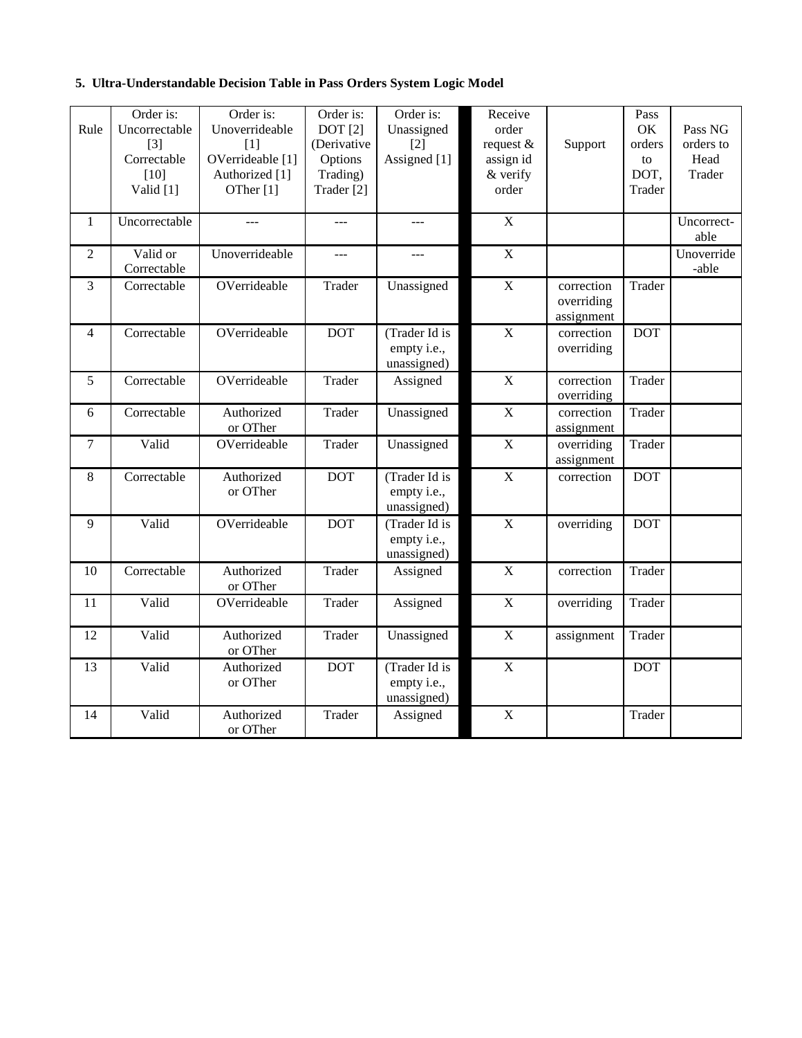### 5. Ultra-Understandable Decision Table in Pass Orders System Logic Model

| Rule | Order is: Uncorrectable [3] Correctable [10] Valid [1] | Order is: Unoverrideable [1] OVerrideable [1] Authorized [1] OTher [1] | Order is: DOT [2] (Derivative Options Trading) Trader [2] | Order is: Unassigned [2] Assigned [1] | | Receive order request & assign id & verify order | Support | Pass OK orders to DOT, Trader | Pass NG orders to Head Trader |
|---|---|---|---|---|---|---|---|---|---|
| 1 | Uncorrectable | --- | --- | --- | | X | | | Uncorrect-able |
| 2 | Valid or Correctable | Unoverrideable | --- | --- | | X | | | Unoverride-able |
| 3 | Correctable | OVerrideable | Trader | Unassigned | | X | correction overriding assignment | Trader | |
| 4 | Correctable | OVerrideable | DOT | (Trader Id is empty i.e., unassigned) | | X | correction overriding | DOT | |
| 5 | Correctable | OVerrideable | Trader | Assigned | | X | correction overriding | Trader | |
| 6 | Correctable | Authorized or OTher | Trader | Unassigned | | X | correction assignment | Trader | |
| 7 | Valid | OVerrideable | Trader | Unassigned | | X | overriding assignment | Trader | |
| 8 | Correctable | Authorized or OTher | DOT | (Trader Id is empty i.e., unassigned) | | X | correction | DOT | |
| 9 | Valid | OVerrideable | DOT | (Trader Id is empty i.e., unassigned) | | X | overriding | DOT | |
| 10 | Correctable | Authorized or OTher | Trader | Assigned | | X | correction | Trader | |
| 11 | Valid | OVerrideable | Trader | Assigned | | X | overriding | Trader | |
| 12 | Valid | Authorized or OTher | Trader | Unassigned | | X | assignment | Trader | |
| 13 | Valid | Authorized or OTher | DOT | (Trader Id is empty i.e., unassigned) | | X | | DOT | |
| 14 | Valid | Authorized or OTher | Trader | Assigned | | X | | Trader | |